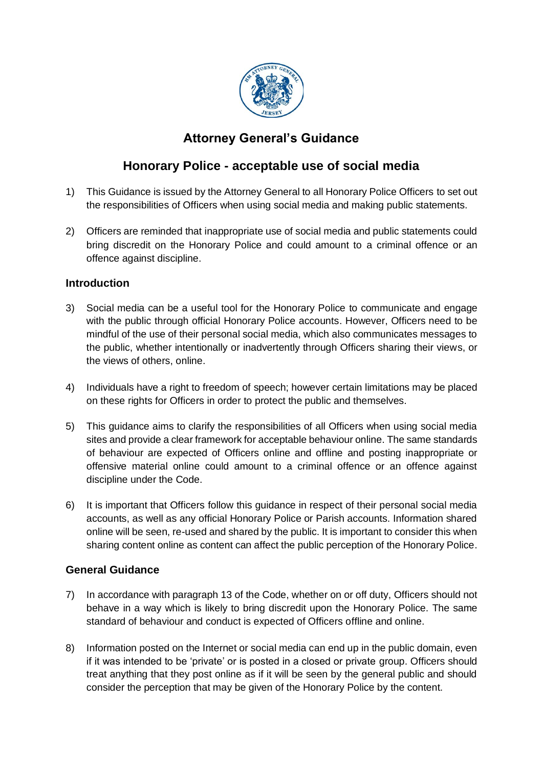# Attorney General's Guidance

## Honorary Police - acceptable use of social media

1) This Guidance is issued by the Attorney General to all Honorary Police Officers to set out the responsibilities of Officers when using social media and making public statements.

2) Officers are reminded that inappropriate use of social media and public statements could bring discredit on the Honorary Police and could amount to a criminal offence or an offence against discipline.

### Introduction

3) Social media can be a useful tool for the Honorary Police to communicate and engage with the public through official Honorary Police accounts. However, Officers need to be mindful of the use of their personal social media, which also communicates messages to the public, whether intentionally or inadvertently through Officers sharing their views, or the views of others, online.

4) Individuals have a right to freedom of speech; however certain limitations may be placed on these rights for Officers in order to protect the public and themselves.

5) This guidance aims to clarify the responsibilities of all Officers when using social media sites and provide a clear framework for acceptable behaviour online. The same standards of behaviour are expected of Officers online and offline and posting inappropriate or offensive material online could amount to a criminal offence or an offence against discipline under the Code.

6) It is important that Officers follow this guidance in respect of their personal social media accounts, as well as any official Honorary Police or Parish accounts. Information shared online will be seen, re-used and shared by the public. It is important to consider this when sharing content online as content can affect the public perception of the Honorary Police.

### General Guidance

7) In accordance with paragraph 13 of the Code, whether on or off duty, Officers should not behave in a way which is likely to bring discredit upon the Honorary Police. The same standard of behaviour and conduct is expected of Officers offline and online.

8) Information posted on the Internet or social media can end up in the public domain, even if it was intended to be 'private' or is posted in a closed or private group. Officers should treat anything that they post online as if it will be seen by the general public and should consider the perception that may be given of the Honorary Police by the content.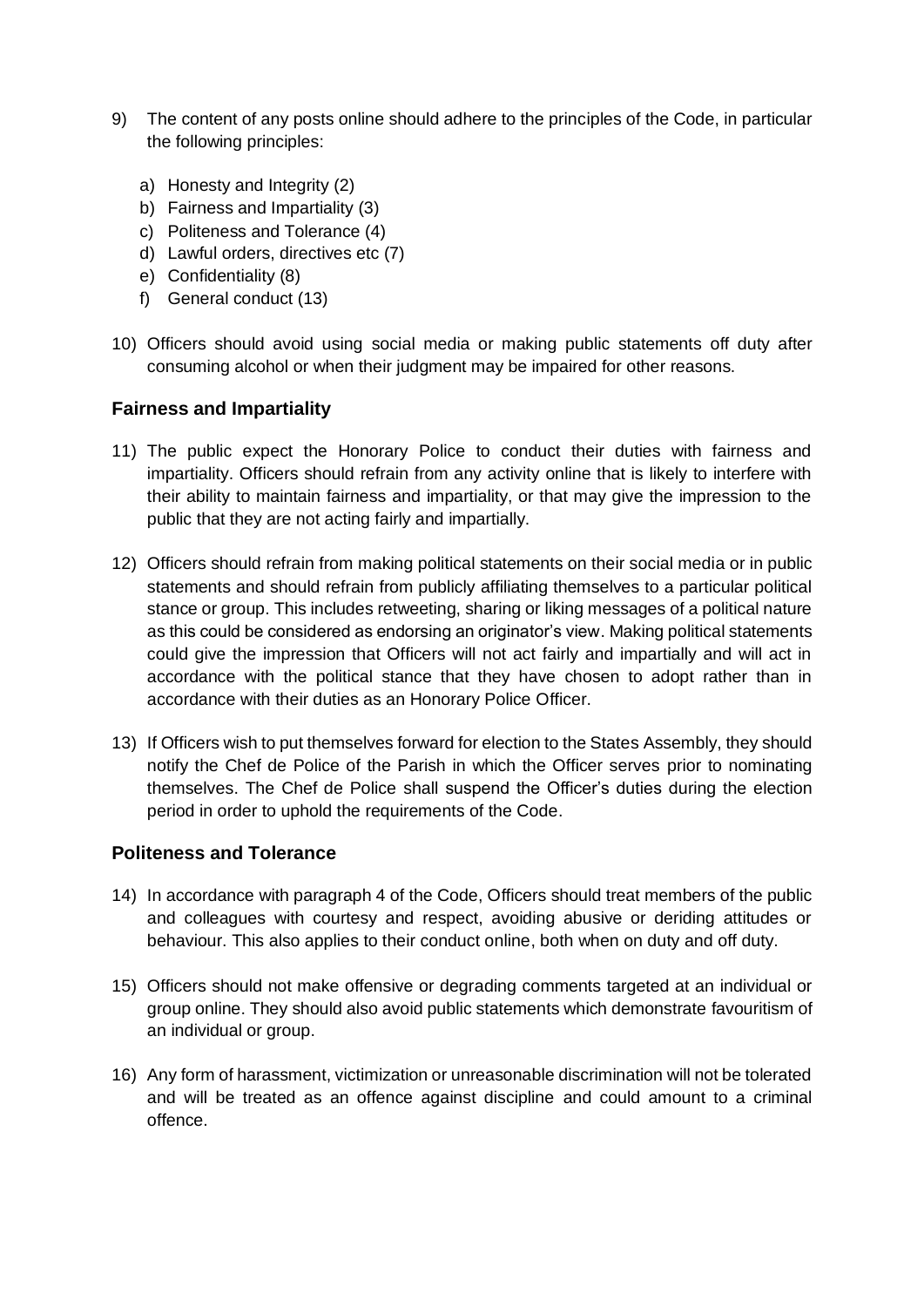9) The content of any posts online should adhere to the principles of the Code, in particular the following principles:

    a) Honesty and Integrity (2)
    b) Fairness and Impartiality (3)
    c) Politeness and Tolerance (4)
    d) Lawful orders, directives etc (7)
    e) Confidentiality (8)
    f) General conduct (13)

10) Officers should avoid using social media or making public statements off duty after consuming alcohol or when their judgment may be impaired for other reasons.

## Fairness and Impartiality

11) The public expect the Honorary Police to conduct their duties with fairness and impartiality. Officers should refrain from any activity online that is likely to interfere with their ability to maintain fairness and impartiality, or that may give the impression to the public that they are not acting fairly and impartially.

12) Officers should refrain from making political statements on their social media or in public statements and should refrain from publicly affiliating themselves to a particular political stance or group. This includes retweeting, sharing or liking messages of a political nature as this could be considered as endorsing an originator's view. Making political statements could give the impression that Officers will not act fairly and impartially and will act in accordance with the political stance that they have chosen to adopt rather than in accordance with their duties as an Honorary Police Officer.

13) If Officers wish to put themselves forward for election to the States Assembly, they should notify the Chef de Police of the Parish in which the Officer serves prior to nominating themselves. The Chef de Police shall suspend the Officer's duties during the election period in order to uphold the requirements of the Code.

## Politeness and Tolerance

14) In accordance with paragraph 4 of the Code, Officers should treat members of the public and colleagues with courtesy and respect, avoiding abusive or deriding attitudes or behaviour. This also applies to their conduct online, both when on duty and off duty.

15) Officers should not make offensive or degrading comments targeted at an individual or group online. They should also avoid public statements which demonstrate favouritism of an individual or group.

16) Any form of harassment, victimization or unreasonable discrimination will not be tolerated and will be treated as an offence against discipline and could amount to a criminal offence.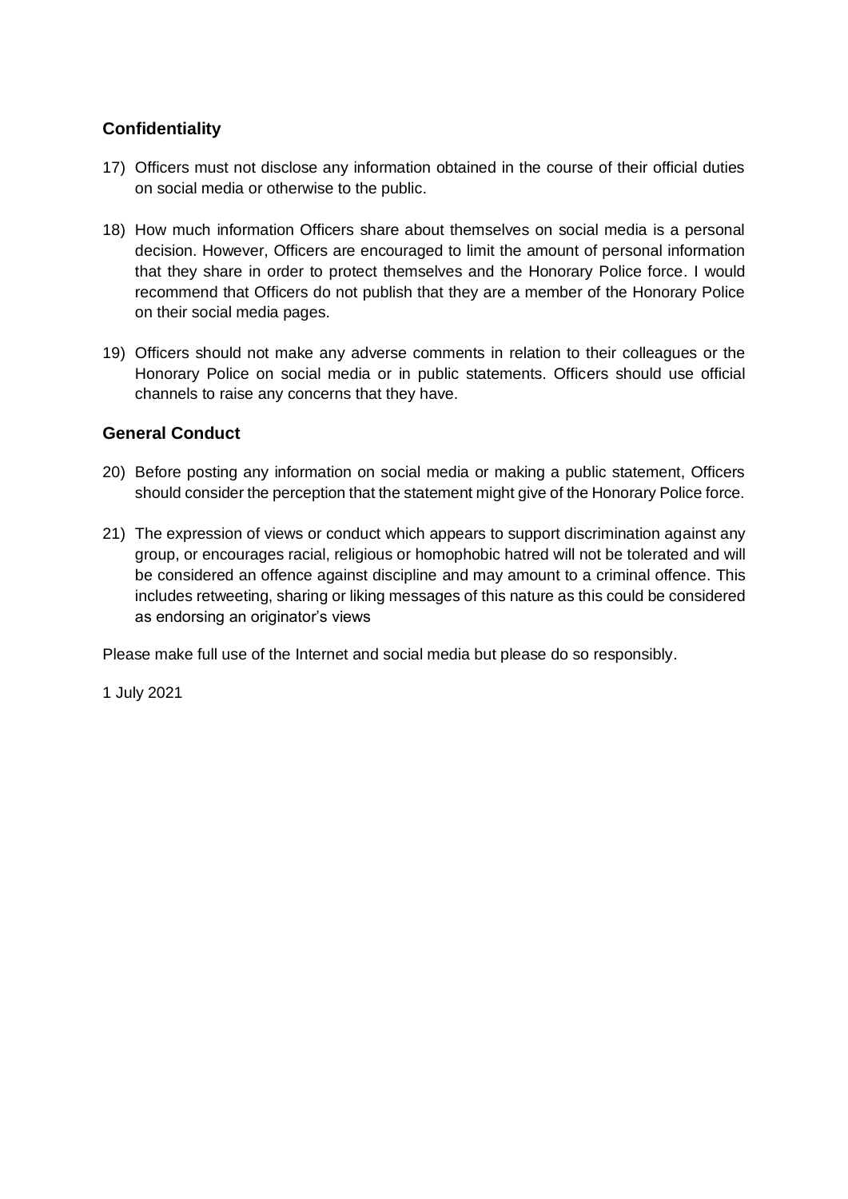## Confidentiality

17) Officers must not disclose any information obtained in the course of their official duties on social media or otherwise to the public.

18) How much information Officers share about themselves on social media is a personal decision. However, Officers are encouraged to limit the amount of personal information that they share in order to protect themselves and the Honorary Police force. I would recommend that Officers do not publish that they are a member of the Honorary Police on their social media pages.

19) Officers should not make any adverse comments in relation to their colleagues or the Honorary Police on social media or in public statements. Officers should use official channels to raise any concerns that they have.

## General Conduct

20) Before posting any information on social media or making a public statement, Officers should consider the perception that the statement might give of the Honorary Police force.

21) The expression of views or conduct which appears to support discrimination against any group, or encourages racial, religious or homophobic hatred will not be tolerated and will be considered an offence against discipline and may amount to a criminal offence. This includes retweeting, sharing or liking messages of this nature as this could be considered as endorsing an originator's views

Please make full use of the Internet and social media but please do so responsibly.

1 July 2021